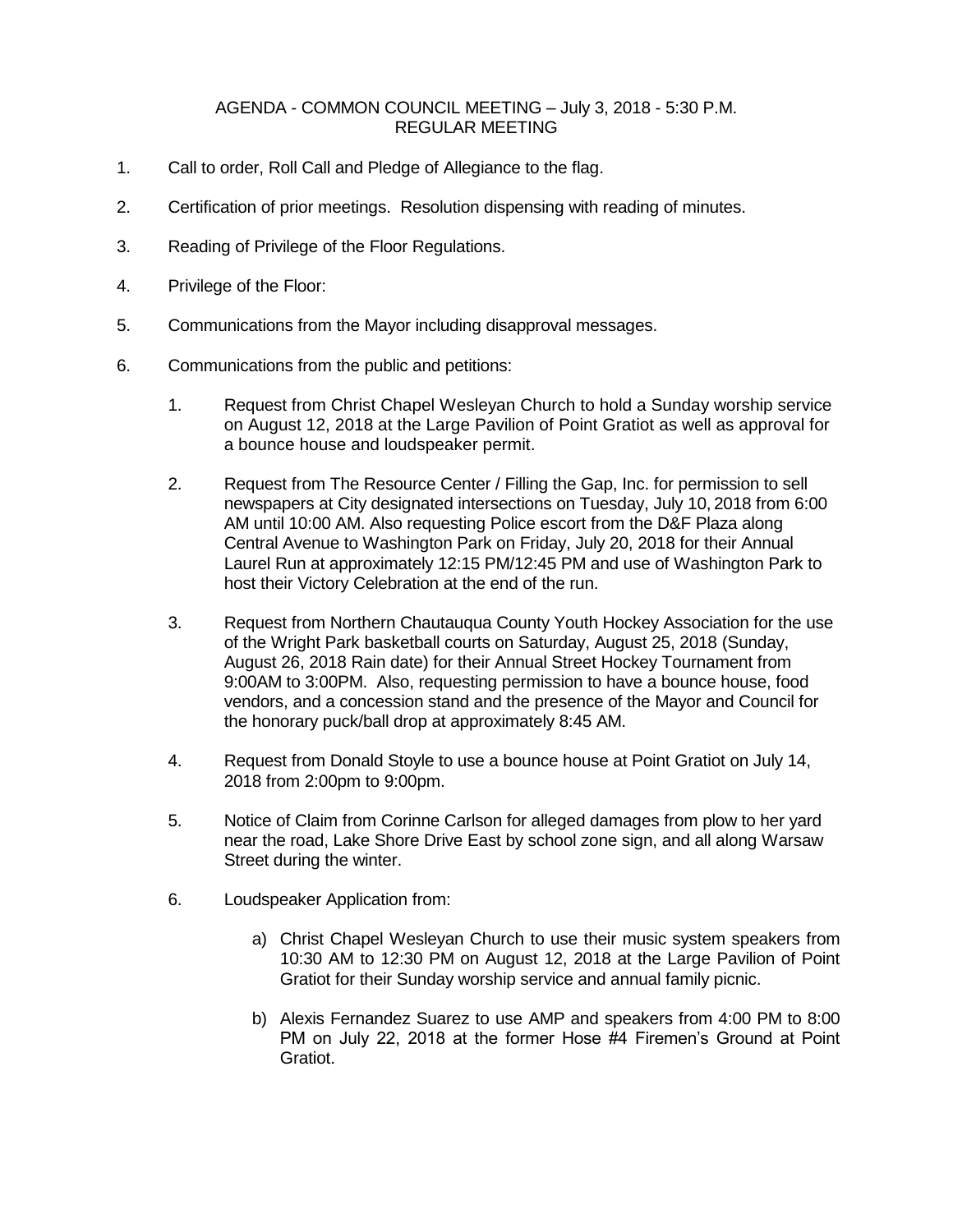AGENDA - COMMON COUNCIL MEETING – July 3, 2018 - 5:30 P.M.
REGULAR MEETING

1. Call to order, Roll Call and Pledge of Allegiance to the flag.

2. Certification of prior meetings. Resolution dispensing with reading of minutes.

3. Reading of Privilege of the Floor Regulations.

4. Privilege of the Floor:

5. Communications from the Mayor including disapproval messages.

6. Communications from the public and petitions:

   1. Request from Christ Chapel Wesleyan Church to hold a Sunday worship service on August 12, 2018 at the Large Pavilion of Point Gratiot as well as approval for a bounce house and loudspeaker permit.

   2. Request from The Resource Center / Filling the Gap, Inc. for permission to sell newspapers at City designated intersections on Tuesday, July 10, 2018 from 6:00 AM until 10:00 AM. Also requesting Police escort from the D&F Plaza along Central Avenue to Washington Park on Friday, July 20, 2018 for their Annual Laurel Run at approximately 12:15 PM/12:45 PM and use of Washington Park to host their Victory Celebration at the end of the run.

   3. Request from Northern Chautauqua County Youth Hockey Association for the use of the Wright Park basketball courts on Saturday, August 25, 2018 (Sunday, August 26, 2018 Rain date) for their Annual Street Hockey Tournament from 9:00AM to 3:00PM. Also, requesting permission to have a bounce house, food vendors, and a concession stand and the presence of the Mayor and Council for the honorary puck/ball drop at approximately 8:45 AM.

   4. Request from Donald Stoyle to use a bounce house at Point Gratiot on July 14, 2018 from 2:00pm to 9:00pm.

   5. Notice of Claim from Corinne Carlson for alleged damages from plow to her yard near the road, Lake Shore Drive East by school zone sign, and all along Warsaw Street during the winter.

   6. Loudspeaker Application from:

      a) Christ Chapel Wesleyan Church to use their music system speakers from 10:30 AM to 12:30 PM on August 12, 2018 at the Large Pavilion of Point Gratiot for their Sunday worship service and annual family picnic.

      b) Alexis Fernandez Suarez to use AMP and speakers from 4:00 PM to 8:00 PM on July 22, 2018 at the former Hose #4 Firemen's Ground at Point Gratiot.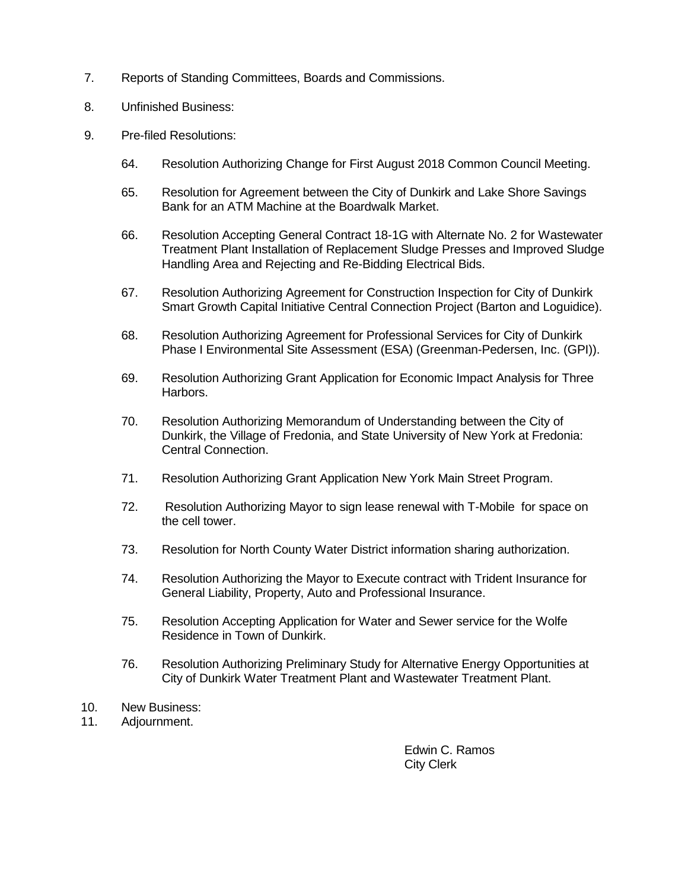7. Reports of Standing Committees, Boards and Commissions.

8. Unfinished Business:

9. Pre-filed Resolutions:

   64. Resolution Authorizing Change for First August 2018 Common Council Meeting.

   65. Resolution for Agreement between the City of Dunkirk and Lake Shore Savings Bank for an ATM Machine at the Boardwalk Market.

   66. Resolution Accepting General Contract 18-1G with Alternate No. 2 for Wastewater Treatment Plant Installation of Replacement Sludge Presses and Improved Sludge Handling Area and Rejecting and Re-Bidding Electrical Bids.

   67. Resolution Authorizing Agreement for Construction Inspection for City of Dunkirk Smart Growth Capital Initiative Central Connection Project (Barton and Loguidice).

   68. Resolution Authorizing Agreement for Professional Services for City of Dunkirk Phase I Environmental Site Assessment (ESA) (Greenman-Pedersen, Inc. (GPI)).

   69. Resolution Authorizing Grant Application for Economic Impact Analysis for Three Harbors.

   70. Resolution Authorizing Memorandum of Understanding between the City of Dunkirk, the Village of Fredonia, and State University of New York at Fredonia: Central Connection.

   71. Resolution Authorizing Grant Application New York Main Street Program.

   72. Resolution Authorizing Mayor to sign lease renewal with T-Mobile for space on the cell tower.

   73. Resolution for North County Water District information sharing authorization.

   74. Resolution Authorizing the Mayor to Execute contract with Trident Insurance for General Liability, Property, Auto and Professional Insurance.

   75. Resolution Accepting Application for Water and Sewer service for the Wolfe Residence in Town of Dunkirk.

   76. Resolution Authorizing Preliminary Study for Alternative Energy Opportunities at City of Dunkirk Water Treatment Plant and Wastewater Treatment Plant.

10. New Business:
11. Adjournment.

Edwin C. Ramos
City Clerk